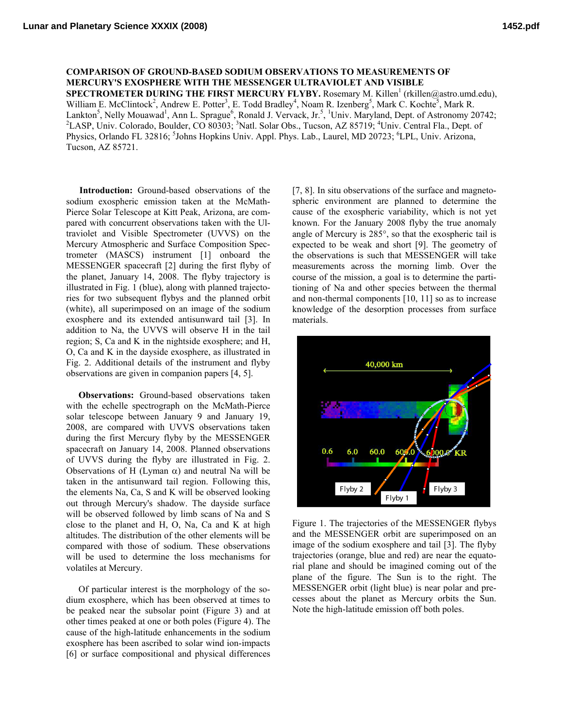**COMPARISON OF GROUND-BASED SODIUM OBSERVATIONS TO MEASUREMENTS OF MERCURY'S EXOSPHERE WITH THE MESSENGER ULTRAVIOLET AND VISIBLE SPECTROMETER DURING THE FIRST MERCURY FLYBY.** Rosemary M. Killen[1] (rkillen@astro.umd.edu), William E. McClintock[2], Andrew E. Potter[3], E. Todd Bradley[4], Noam R. Izenberg[5], Mark C. Kochte[5], Mark R. Lankton[5], Nelly Mouawad[1], Ann L. Sprague[6], Ronald J. Vervack, Jr.[5], [1]Univ. Maryland, Dept. of Astronomy 20742; [2]LASP, Univ. Colorado, Boulder, CO 80303; [3]Natl. Solar Obs., Tucson, AZ 85719; [4]Univ. Central Fla., Dept. of Physics, Orlando FL 32816; [5]Johns Hopkins Univ. Appl. Phys. Lab., Laurel, MD 20723; [6]LPL, Univ. Arizona, Tucson, AZ 85721.

**Introduction:** Ground-based observations of the sodium exospheric emission taken at the McMath-Pierce Solar Telescope at Kitt Peak, Arizona, are compared with concurrent observations taken with the Ultraviolet and Visible Spectrometer (UVVS) on the Mercury Atmospheric and Surface Composition Spectrometer (MASCS) instrument [1] onboard the MESSENGER spacecraft [2] during the first flyby of the planet, January 14, 2008. The flyby trajectory is illustrated in Fig. 1 (blue), along with planned trajectories for two subsequent flybys and the planned orbit (white), all superimposed on an image of the sodium exosphere and its extended antisunward tail [3]. In addition to Na, the UVVS will observe H in the tail region; S, Ca and K in the nightside exosphere; and H, O, Ca and K in the dayside exosphere, as illustrated in Fig. 2. Additional details of the instrument and flyby observations are given in companion papers [4, 5].

**Observations:** Ground-based observations taken with the echelle spectrograph on the McMath-Pierce solar telescope between January 9 and January 19, 2008, are compared with UVVS observations taken during the first Mercury flyby by the MESSENGER spacecraft on January 14, 2008. Planned observations of UVVS during the flyby are illustrated in Fig. 2. Observations of H (Lyman $\alpha$) and neutral Na will be taken in the antisunward tail region. Following this, the elements Na, Ca, S and K will be observed looking out through Mercury's shadow. The dayside surface will be observed followed by limb scans of Na and S close to the planet and H, O, Na, Ca and K at high altitudes. The distribution of the other elements will be compared with those of sodium. These observations will be used to determine the loss mechanisms for volatiles at Mercury.

Of particular interest is the morphology of the sodium exosphere, which has been observed at times to be peaked near the subsolar point (Figure 3) and at other times peaked at one or both poles (Figure 4). The cause of the high-latitude enhancements in the sodium exosphere has been ascribed to solar wind ion-impacts [6] or surface compositional and physical differences [7, 8]. In situ observations of the surface and magnetospheric environment are planned to determine the cause of the exospheric variability, which is not yet known. For the January 2008 flyby the true anomaly angle of Mercury is 285°, so that the exospheric tail is expected to be weak and short [9]. The geometry of the observations is such that MESSENGER will take measurements across the morning limb. Over the course of the mission, a goal is to determine the partitioning of Na and other species between the thermal and non-thermal components [10, 11] so as to increase knowledge of the desorption processes from surface materials.

Figure 1. The trajectories of the MESSENGER flybys and the MESSENGER orbit are superimposed on an image of the sodium exosphere and tail [3]. The flyby trajectories (orange, blue and red) are near the equatorial plane and should be imagined coming out of the plane of the figure. The Sun is to the right. The MESSENGER orbit (light blue) is near polar and precesses about the planet as Mercury orbits the Sun. Note the high-latitude emission off both poles.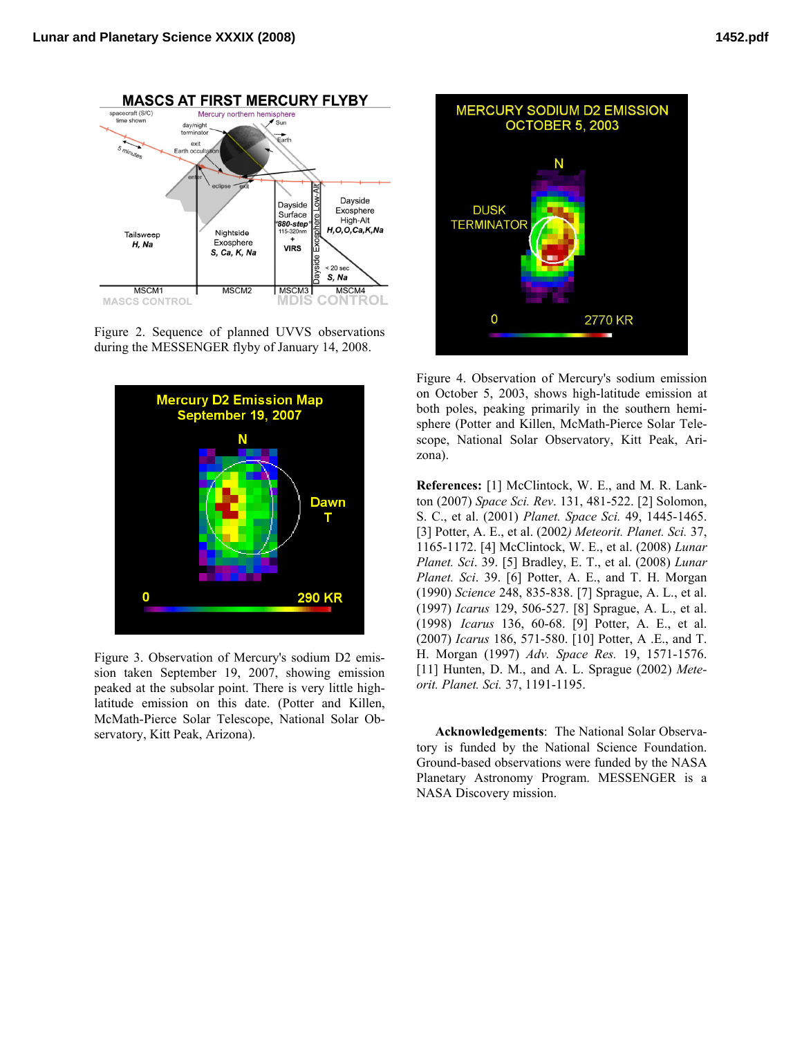MASCS AT FIRST MERCURY FLYBY

spacecraft (S/C) time shown

Mercury northern hemisphere

day/night terminator

Sun

Earth

exit Earth occultation

5 minutes

enter

eclipse

exit

Dayside Surface '880-step' 115-320nm + VIRS

Dayside Exosphere Low-Alt

Dayside Exosphere High-Alt H,O,O,Ca,K,Na

< 20 sec S, Na

Tailsweep H, Na

Nightside Exosphere S, Ca, K, Na

MSCM1

MSCM2

MSCM3

MSCM4

MASCS CONTROL

MDIS CONTROL

Figure 2. Sequence of planned UVVS observations during the MESSENGER flyby of January 14, 2008.

Mercury D2 Emission Map

September 19, 2007

N

Dawn T

0

290 KR

Figure 3. Observation of Mercury's sodium D2 emission taken September 19, 2007, showing emission peaked at the subsolar point. There is very little high-latitude emission on this date. (Potter and Killen, McMath-Pierce Solar Telescope, National Solar Observatory, Kitt Peak, Arizona).

MERCURY SODIUM D2 EMISSION

OCTOBER 5, 2003

N

DUSK TERMINATOR

0

2770 KR

Figure 4. Observation of Mercury's sodium emission on October 5, 2003, shows high-latitude emission at both poles, peaking primarily in the southern hemisphere (Potter and Killen, McMath-Pierce Solar Telescope, National Solar Observatory, Kitt Peak, Arizona).

**References:** [1] McClintock, W. E., and M. R. Lankton (2007) *Space Sci. Rev*. 131, 481-522. [2] Solomon, S. C., et al. (2001) *Planet. Space Sci.* 49, 1445-1465. [3] Potter, A. E., et al. (2002*) Meteorit. Planet. Sci.* 37, 1165-1172. [4] McClintock, W. E., et al. (2008) *Lunar Planet. Sci*. 39. [5] Bradley, E. T., et al. (2008) *Lunar Planet. Sci*. 39. [6] Potter, A. E., and T. H. Morgan (1990) *Science* 248, 835-838. [7] Sprague, A. L., et al. (1997) *Icarus* 129, 506-527. [8] Sprague, A. L., et al. (1998) *Icarus* 136, 60-68. [9] Potter, A. E., et al. (2007) *Icarus* 186, 571-580. [10] Potter, A .E., and T. H. Morgan (1997) *Adv. Space Res.* 19, 1571-1576. [11] Hunten, D. M., and A. L. Sprague (2002) *Meteorit. Planet. Sci.* 37, 1191-1195.

**Acknowledgements**: The National Solar Observatory is funded by the National Science Foundation. Ground-based observations were funded by the NASA Planetary Astronomy Program. MESSENGER is a NASA Discovery mission.